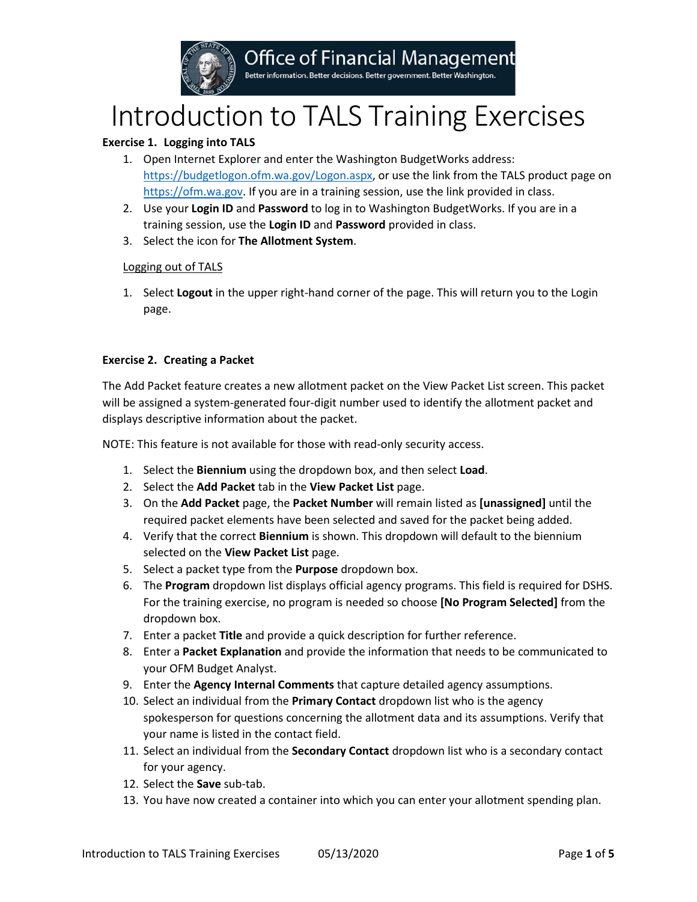Office of Financial Management

Better information. Better decisions. Better government. Better Washington.

# Introduction to TALS Training Exercises

**Exercise 1. Logging into TALS**

1. Open Internet Explorer and enter the Washington BudgetWorks address: https://budgetlogon.ofm.wa.gov/Logon.aspx, or use the link from the TALS product page on https://ofm.wa.gov. If you are in a training session, use the link provided in class.
2. Use your **Login ID** and **Password** to log in to Washington BudgetWorks. If you are in a training session, use the **Login ID** and **Password** provided in class.
3. Select the icon for **The Allotment System**.

Logging out of TALS

1. Select **Logout** in the upper right-hand corner of the page. This will return you to the Login page.

**Exercise 2. Creating a Packet**

The Add Packet feature creates a new allotment packet on the View Packet List screen. This packet will be assigned a system-generated four-digit number used to identify the allotment packet and displays descriptive information about the packet.

NOTE: This feature is not available for those with read-only security access.

1. Select the **Biennium** using the dropdown box, and then select **Load**.
2. Select the **Add Packet** tab in the **View Packet List** page.
3. On the **Add Packet** page, the **Packet Number** will remain listed as **[unassigned]** until the required packet elements have been selected and saved for the packet being added.
4. Verify that the correct **Biennium** is shown. This dropdown will default to the biennium selected on the **View Packet List** page.
5. Select a packet type from the **Purpose** dropdown box.
6. The **Program** dropdown list displays official agency programs. This field is required for DSHS. For the training exercise, no program is needed so choose **[No Program Selected]** from the dropdown box.
7. Enter a packet **Title** and provide a quick description for further reference.
8. Enter a **Packet Explanation** and provide the information that needs to be communicated to your OFM Budget Analyst.
9. Enter the **Agency Internal Comments** that capture detailed agency assumptions.
10. Select an individual from the **Primary Contact** dropdown list who is the agency spokesperson for questions concerning the allotment data and its assumptions. Verify that your name is listed in the contact field.
11. Select an individual from the **Secondary Contact** dropdown list who is a secondary contact for your agency.
12. Select the **Save** sub-tab.
13. You have now created a container into which you can enter your allotment spending plan.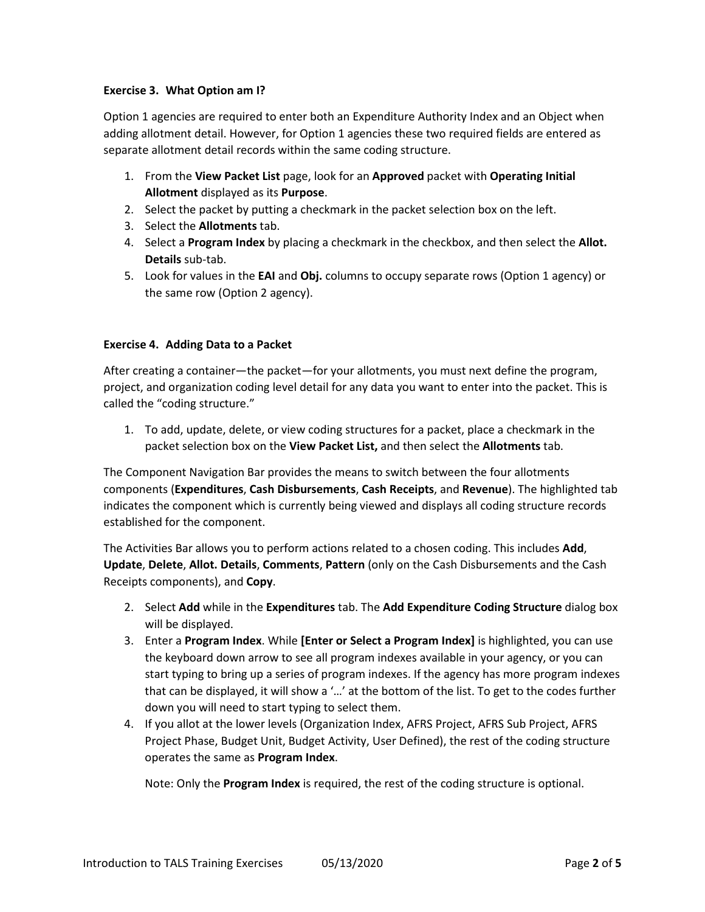**Exercise 3. What Option am I?**

Option 1 agencies are required to enter both an Expenditure Authority Index and an Object when adding allotment detail. However, for Option 1 agencies these two required fields are entered as separate allotment detail records within the same coding structure.

1. From the **View Packet List** page, look for an **Approved** packet with **Operating Initial Allotment** displayed as its **Purpose**.
2. Select the packet by putting a checkmark in the packet selection box on the left.
3. Select the **Allotments** tab.
4. Select a **Program Index** by placing a checkmark in the checkbox, and then select the **Allot. Details** sub-tab.
5. Look for values in the **EAI** and **Obj.** columns to occupy separate rows (Option 1 agency) or the same row (Option 2 agency).

**Exercise 4. Adding Data to a Packet**

After creating a container—the packet—for your allotments, you must next define the program, project, and organization coding level detail for any data you want to enter into the packet. This is called the "coding structure."

1. To add, update, delete, or view coding structures for a packet, place a checkmark in the packet selection box on the **View Packet List,** and then select the **Allotments** tab.

The Component Navigation Bar provides the means to switch between the four allotments components (**Expenditures**, **Cash Disbursements**, **Cash Receipts**, and **Revenue**). The highlighted tab indicates the component which is currently being viewed and displays all coding structure records established for the component.

The Activities Bar allows you to perform actions related to a chosen coding. This includes **Add**, **Update**, **Delete**, **Allot. Details**, **Comments**, **Pattern** (only on the Cash Disbursements and the Cash Receipts components), and **Copy**.

2. Select **Add** while in the **Expenditures** tab. The **Add Expenditure Coding Structure** dialog box will be displayed.
3. Enter a **Program Index**. While **[Enter or Select a Program Index]** is highlighted, you can use the keyboard down arrow to see all program indexes available in your agency, or you can start typing to bring up a series of program indexes. If the agency has more program indexes that can be displayed, it will show a '…' at the bottom of the list. To get to the codes further down you will need to start typing to select them.
4. If you allot at the lower levels (Organization Index, AFRS Project, AFRS Sub Project, AFRS Project Phase, Budget Unit, Budget Activity, User Defined), the rest of the coding structure operates the same as **Program Index**.

   Note: Only the **Program Index** is required, the rest of the coding structure is optional.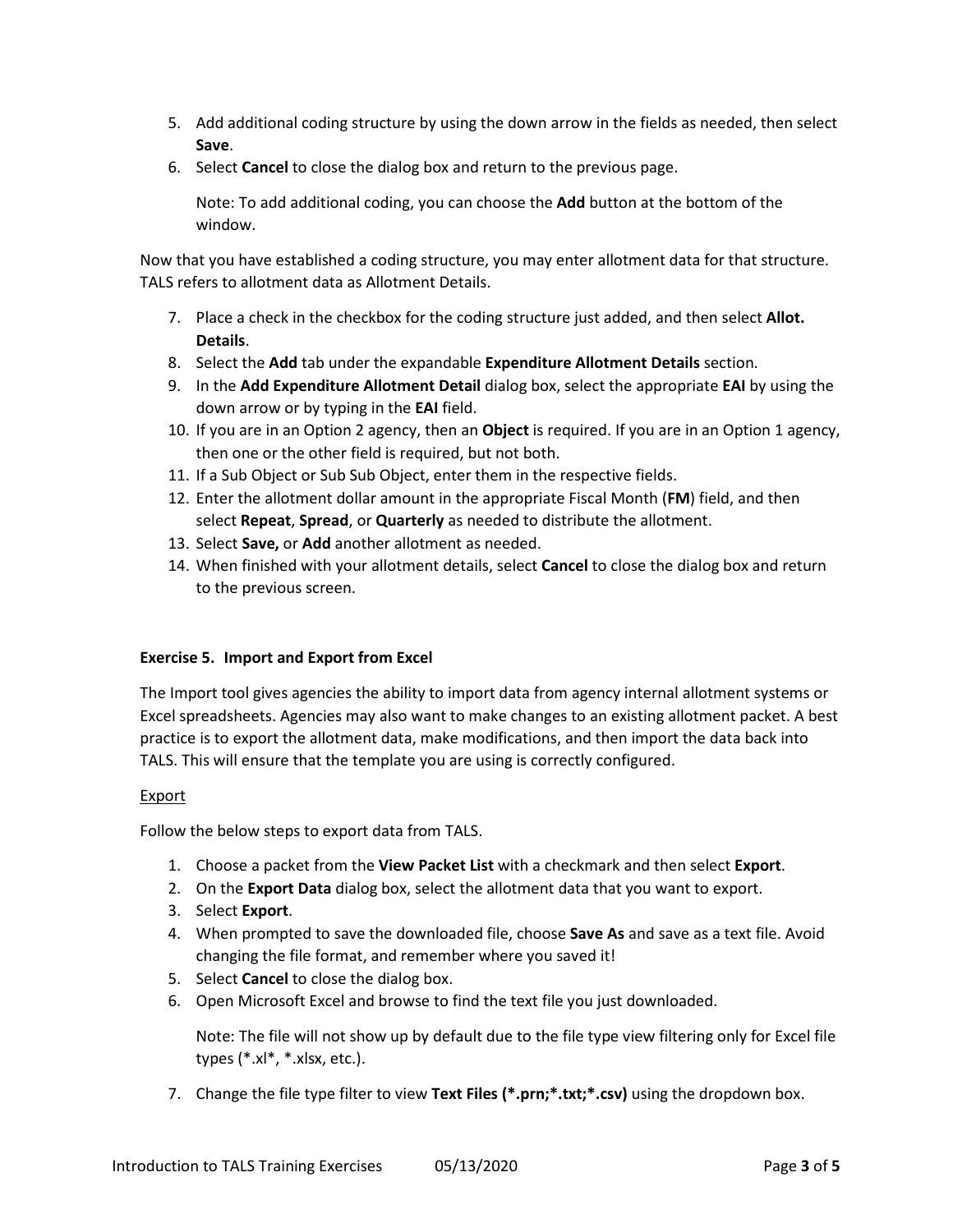5. Add additional coding structure by using the down arrow in the fields as needed, then select **Save**.
6. Select **Cancel** to close the dialog box and return to the previous page.

   Note: To add additional coding, you can choose the **Add** button at the bottom of the window.

Now that you have established a coding structure, you may enter allotment data for that structure. TALS refers to allotment data as Allotment Details.

7. Place a check in the checkbox for the coding structure just added, and then select **Allot. Details**.
8. Select the **Add** tab under the expandable **Expenditure Allotment Details** section.
9. In the **Add Expenditure Allotment Detail** dialog box, select the appropriate **EAI** by using the down arrow or by typing in the **EAI** field.
10. If you are in an Option 2 agency, then an **Object** is required. If you are in an Option 1 agency, then one or the other field is required, but not both.
11. If a Sub Object or Sub Sub Object, enter them in the respective fields.
12. Enter the allotment dollar amount in the appropriate Fiscal Month (**FM**) field, and then select **Repeat**, **Spread**, or **Quarterly** as needed to distribute the allotment.
13. Select **Save,** or **Add** another allotment as needed.
14. When finished with your allotment details, select **Cancel** to close the dialog box and return to the previous screen.

### Exercise 5. Import and Export from Excel

The Import tool gives agencies the ability to import data from agency internal allotment systems or Excel spreadsheets. Agencies may also want to make changes to an existing allotment packet. A best practice is to export the allotment data, make modifications, and then import the data back into TALS. This will ensure that the template you are using is correctly configured.

<u>Export</u>

Follow the below steps to export data from TALS.

1. Choose a packet from the **View Packet List** with a checkmark and then select **Export**.
2. On the **Export Data** dialog box, select the allotment data that you want to export.
3. Select **Export**.
4. When prompted to save the downloaded file, choose **Save As** and save as a text file. Avoid changing the file format, and remember where you saved it!
5. Select **Cancel** to close the dialog box.
6. Open Microsoft Excel and browse to find the text file you just downloaded.

   Note: The file will not show up by default due to the file type view filtering only for Excel file types (*.xl*, *.xlsx, etc.).

7. Change the file type filter to view **Text Files (*.prn;*.txt;*.csv)** using the dropdown box.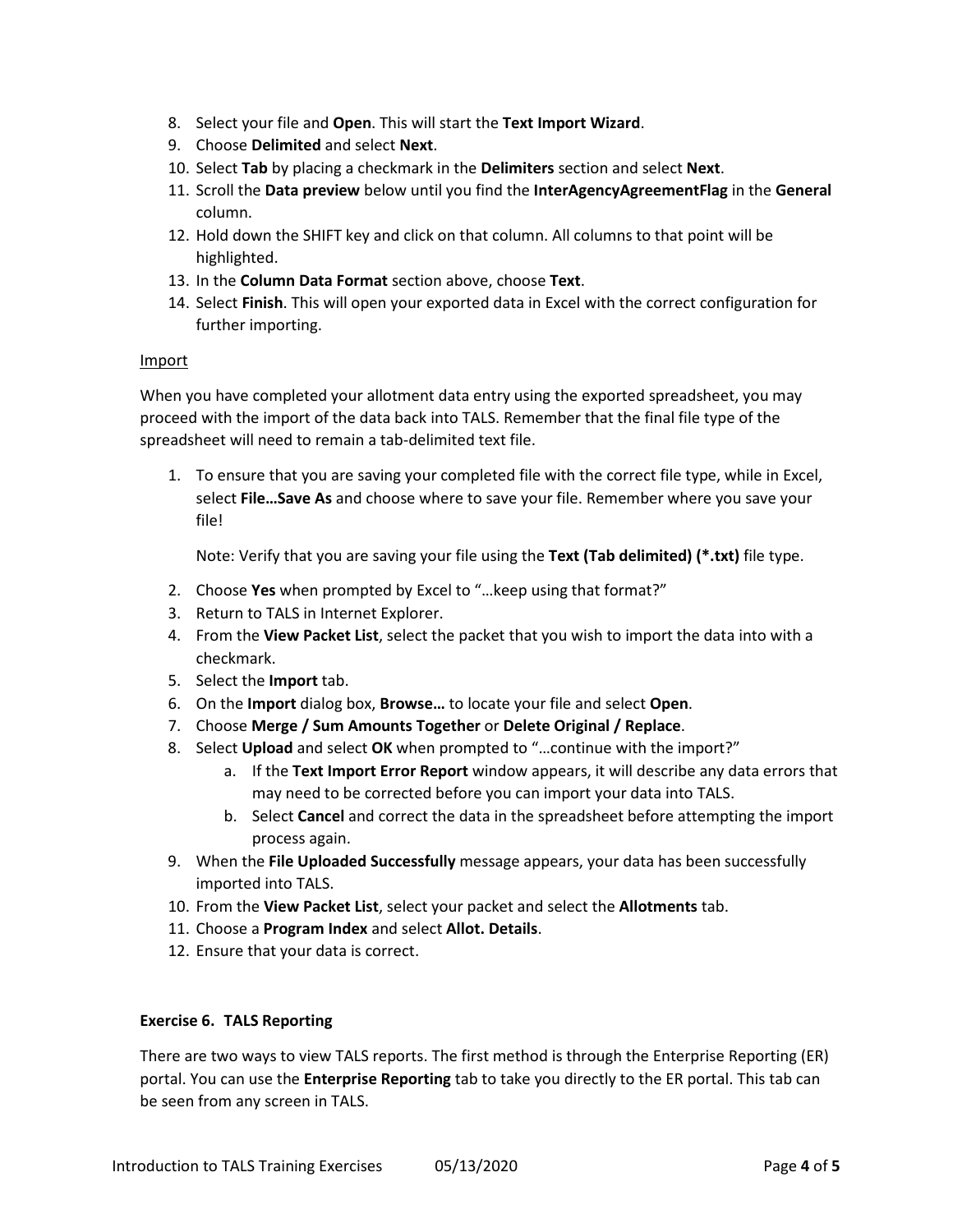8. Select your file and **Open**. This will start the **Text Import Wizard**.
9. Choose **Delimited** and select **Next**.
10. Select **Tab** by placing a checkmark in the **Delimiters** section and select **Next**.
11. Scroll the **Data preview** below until you find the **InterAgencyAgreementFlag** in the **General** column.
12. Hold down the SHIFT key and click on that column. All columns to that point will be highlighted.
13. In the **Column Data Format** section above, choose **Text**.
14. Select **Finish**. This will open your exported data in Excel with the correct configuration for further importing.

<u>Import</u>

When you have completed your allotment data entry using the exported spreadsheet, you may proceed with the import of the data back into TALS. Remember that the final file type of the spreadsheet will need to remain a tab-delimited text file.

1. To ensure that you are saving your completed file with the correct file type, while in Excel, select **File…Save As** and choose where to save your file. Remember where you save your file!

   Note: Verify that you are saving your file using the **Text (Tab delimited) (*.txt)** file type.

2. Choose **Yes** when prompted by Excel to "…keep using that format?"
3. Return to TALS in Internet Explorer.
4. From the **View Packet List**, select the packet that you wish to import the data into with a checkmark.
5. Select the **Import** tab.
6. On the **Import** dialog box, **Browse…** to locate your file and select **Open**.
7. Choose **Merge / Sum Amounts Together** or **Delete Original / Replace**.
8. Select **Upload** and select **OK** when prompted to "…continue with the import?"
   a. If the **Text Import Error Report** window appears, it will describe any data errors that may need to be corrected before you can import your data into TALS.
   b. Select **Cancel** and correct the data in the spreadsheet before attempting the import process again.
9. When the **File Uploaded Successfully** message appears, your data has been successfully imported into TALS.
10. From the **View Packet List**, select your packet and select the **Allotments** tab.
11. Choose a **Program Index** and select **Allot. Details**.
12. Ensure that your data is correct.

**Exercise 6. TALS Reporting**

There are two ways to view TALS reports. The first method is through the Enterprise Reporting (ER) portal. You can use the **Enterprise Reporting** tab to take you directly to the ER portal. This tab can be seen from any screen in TALS.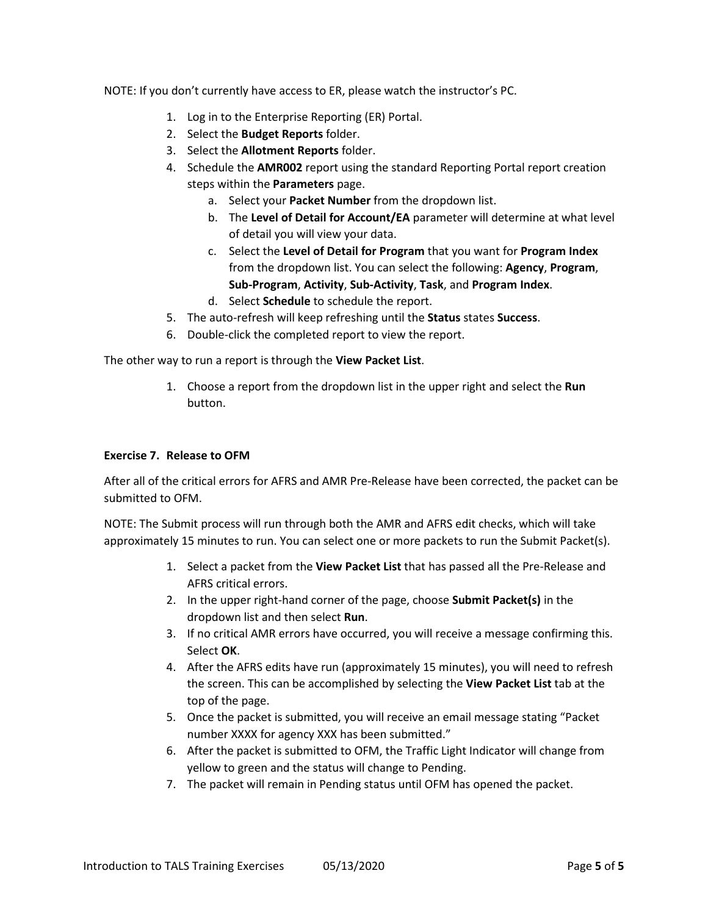NOTE: If you don't currently have access to ER, please watch the instructor's PC.

1. Log in to the Enterprise Reporting (ER) Portal.
2. Select the **Budget Reports** folder.
3. Select the **Allotment Reports** folder.
4. Schedule the **AMR002** report using the standard Reporting Portal report creation steps within the **Parameters** page.
   a. Select your **Packet Number** from the dropdown list.
   b. The **Level of Detail for Account/EA** parameter will determine at what level of detail you will view your data.
   c. Select the **Level of Detail for Program** that you want for **Program Index** from the dropdown list. You can select the following: **Agency**, **Program**, **Sub-Program**, **Activity**, **Sub-Activity**, **Task**, and **Program Index**.
   d. Select **Schedule** to schedule the report.
5. The auto-refresh will keep refreshing until the **Status** states **Success**.
6. Double-click the completed report to view the report.

The other way to run a report is through the **View Packet List**.

1. Choose a report from the dropdown list in the upper right and select the **Run** button.

#### Exercise 7. Release to OFM

After all of the critical errors for AFRS and AMR Pre-Release have been corrected, the packet can be submitted to OFM.

NOTE: The Submit process will run through both the AMR and AFRS edit checks, which will take approximately 15 minutes to run. You can select one or more packets to run the Submit Packet(s).

1. Select a packet from the **View Packet List** that has passed all the Pre-Release and AFRS critical errors.
2. In the upper right-hand corner of the page, choose **Submit Packet(s)** in the dropdown list and then select **Run**.
3. If no critical AMR errors have occurred, you will receive a message confirming this. Select **OK**.
4. After the AFRS edits have run (approximately 15 minutes), you will need to refresh the screen. This can be accomplished by selecting the **View Packet List** tab at the top of the page.
5. Once the packet is submitted, you will receive an email message stating "Packet number XXXX for agency XXX has been submitted."
6. After the packet is submitted to OFM, the Traffic Light Indicator will change from yellow to green and the status will change to Pending.
7. The packet will remain in Pending status until OFM has opened the packet.